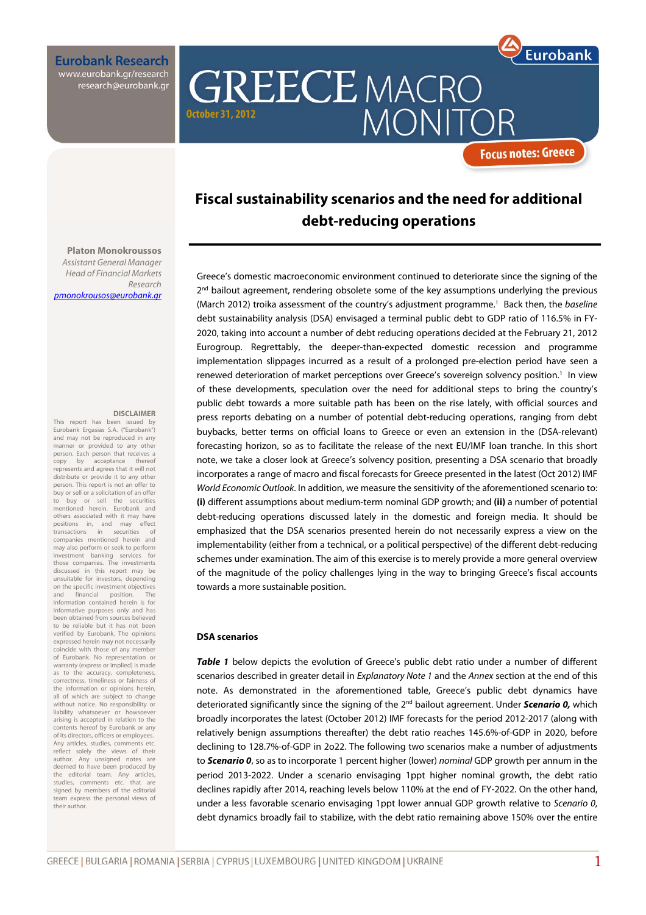Eurobank Research
www.eurobank.gr/research
research@eurobank.gr

# GREECE MACRO MONITOR

October 31, 2012

Focus notes: Greece

## Fiscal sustainability scenarios and the need for additional debt-reducing operations

**Platon Monokroussos**
*Assistant General Manager*
*Head of Financial Markets Research*
pmonokrousos@eurobank.gr

Greece's domestic macroeconomic environment continued to deteriorate since the signing of the 2nd bailout agreement, rendering obsolete some of the key assumptions underlying the previous (March 2012) troika assessment of the country's adjustment programme.[1] Back then, the *baseline* debt sustainability analysis (DSA) envisaged a terminal public debt to GDP ratio of 116.5% in FY-2020, taking into account a number of debt reducing operations decided at the February 21, 2012 Eurogroup. Regrettably, the deeper-than-expected domestic recession and programme implementation slippages incurred as a result of a prolonged pre-election period have seen a renewed deterioration of market perceptions over Greece's sovereign solvency position.[1] In view of these developments, speculation over the need for additional steps to bring the country's public debt towards a more suitable path has been on the rise lately, with official sources and press reports debating on a number of potential debt-reducing operations, ranging from debt buybacks, better terms on official loans to Greece or even an extension in the (DSA-relevant) forecasting horizon, so as to facilitate the release of the next EU/IMF loan tranche. In this short note, we take a closer look at Greece's solvency position, presenting a DSA scenario that broadly incorporates a range of macro and fiscal forecasts for Greece presented in the latest (Oct 2012) IMF *World Economic Outlook*. In addition, we measure the sensitivity of the aforementioned scenario to: **(i)** different assumptions about medium-term nominal GDP growth; and **(ii)** a number of potential debt-reducing operations discussed lately in the domestic and foreign media. It should be emphasized that the DSA scenarios presented herein do not necessarily express a view on the implementability (either from a technical, or a political perspective) of the different debt-reducing schemes under examination. The aim of this exercise is to merely provide a more general overview of the magnitude of the policy challenges lying in the way to bringing Greece's fiscal accounts towards a more sustainable position.

### DSA scenarios

***Table 1*** below depicts the evolution of Greece's public debt ratio under a number of different scenarios described in greater detail in *Explanatory Note 1* and the *Annex* section at the end of this note. As demonstrated in the aforementioned table, Greece's public debt dynamics have deteriorated significantly since the signing of the 2nd bailout agreement. Under ***Scenario 0,*** which broadly incorporates the latest (October 2012) IMF forecasts for the period 2012-2017 (along with relatively benign assumptions thereafter) the debt ratio reaches 145.6%-of-GDP in 2020, before declining to 128.7%-of-GDP in 2o22. The following two scenarios make a number of adjustments to ***Scenario 0***, so as to incorporate 1 percent higher (lower) *nominal* GDP growth per annum in the period 2013-2022. Under a scenario envisaging 1ppt higher nominal growth, the debt ratio declines rapidly after 2014, reaching levels below 110% at the end of FY-2022. On the other hand, under a less favorable scenario envisaging 1ppt lower annual GDP growth relative to *Scenario 0*, debt dynamics broadly fail to stabilize, with the debt ratio remaining above 150% over the entire

**DISCLAIMER**
This report has been issued by Eurobank Ergasias S.A. ("Eurobank") and may not be reproduced in any manner or provided to any other person. Each person that receives a copy by acceptance thereof represents and agrees that it will not distribute or provide it to any other person. This report is not an offer to buy or sell or a solicitation of an offer to buy or sell the securities mentioned herein. Eurobank and others associated with it may have positions in, and may effect transactions in securities of companies mentioned herein and may also perform or seek to perform investment banking services for those companies. The investments discussed in this report may be unsuitable for investors, depending on the specific investment objectives and financial position. The information contained herein is for informative purposes only and has been obtained from sources believed to be reliable but it has not been verified by Eurobank. The opinions expressed herein may not necessarily coincide with those of any member of Eurobank. No representation or warranty (express or implied) is made as to the accuracy, completeness, correctness, timeliness or fairness of the information or opinions herein, all of which are subject to change without notice. No responsibility or liability whatsoever or howsoever arising is accepted in relation to the contents hereof by Eurobank or any of its directors, officers or employees. Any articles, studies, comments etc. reflect solely the views of their author. Any unsigned notes are deemed to have been produced by the editorial team. Any articles, studies, comments etc. that are signed by members of the editorial team express the personal views of their author.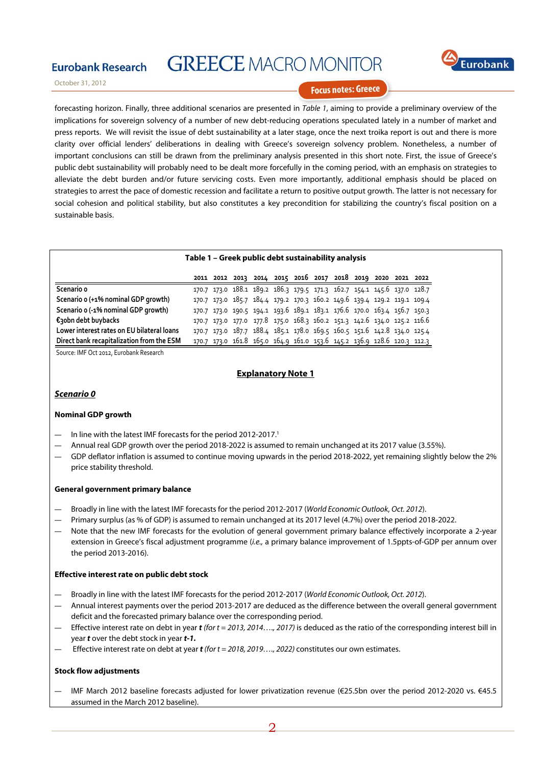forecasting horizon. Finally, three additional scenarios are presented in *Table 1*, aiming to provide a preliminary overview of the implications for sovereign solvency of a number of new debt-reducing operations speculated lately in a number of market and press reports. We will revisit the issue of debt sustainability at a later stage, once the next troika report is out and there is more clarity over official lenders' deliberations in dealing with Greece's sovereign solvency problem. Nonetheless, a number of important conclusions can still be drawn from the preliminary analysis presented in this short note. First, the issue of Greece's public debt sustainability will probably need to be dealt more forcefully in the coming period, with an emphasis on strategies to alleviate the debt burden and/or future servicing costs. Even more importantly, additional emphasis should be placed on strategies to arrest the pace of domestic recession and facilitate a return to positive output growth. The latter is not necessary for social cohesion and political stability, but also constitutes a key precondition for stabilizing the country's fiscal position on a sustainable basis.

**Table 1 – Greek public debt sustainability analysis**

| | 2011 | 2012 | 2013 | 2014 | 2015 | 2016 | 2017 | 2018 | 2019 | 2020 | 2021 | 2022 |
|---|---|---|---|---|---|---|---|---|---|---|---|---|
| Scenario 0 | 170.7 | 173.0 | 188.1 | 189.2 | 186.3 | 179.5 | 171.3 | 162.7 | 154.1 | 145.6 | 137.0 | 128.7 |
| Scenario 0 (+1% nominal GDP growth) | 170.7 | 173.0 | 185.7 | 184.4 | 179.2 | 170.3 | 160.2 | 149.6 | 139.4 | 129.2 | 119.1 | 109.4 |
| Scenario 0 (-1% nominal GDP growth) | 170.7 | 173.0 | 190.5 | 194.1 | 193.6 | 189.1 | 183.1 | 176.6 | 170.0 | 163.4 | 156.7 | 150.3 |
| €30bn debt buybacks | 170.7 | 173.0 | 177.0 | 177.8 | 175.0 | 168.3 | 160.2 | 151.3 | 142.6 | 134.0 | 125.2 | 116.6 |
| Lower interest rates on EU bilateral loans | 170.7 | 173.0 | 187.7 | 188.4 | 185.1 | 178.0 | 169.5 | 160.5 | 151.6 | 142.8 | 134.0 | 125.4 |
| Direct bank recapitalization from the ESM | 170.7 | 173.0 | 161.8 | 165.0 | 164.9 | 161.0 | 153.6 | 145.2 | 136.9 | 128.6 | 120.3 | 112.3 |

Source: IMF Oct 2012, Eurobank Research

## Explanatory Note 1

### *Scenario 0*

**Nominal GDP growth**

- In line with the latest IMF forecasts for the period 2012-2017.[1]
- Annual real GDP growth over the period 2018-2022 is assumed to remain unchanged at its 2017 value (3.55%).
- GDP deflator inflation is assumed to continue moving upwards in the period 2018-2022, yet remaining slightly below the 2% price stability threshold.

**General government primary balance**

- Broadly in line with the latest IMF forecasts for the period 2012-2017 (*World Economic Outlook, Oct. 2012*).
- Primary surplus (as % of GDP) is assumed to remain unchanged at its 2017 level (4.7%) over the period 2018-2022.
- Note that the new IMF forecasts for the evolution of general government primary balance effectively incorporate a 2-year extension in Greece's fiscal adjustment programme (*i.e.,* a primary balance improvement of 1.5ppts-of-GDP per annum over the period 2013-2016).

**Effective interest rate on public debt stock**

- Broadly in line with the latest IMF forecasts for the period 2012-2017 (*World Economic Outlook, Oct. 2012*).
- Annual interest payments over the period 2013-2017 are deduced as the difference between the overall general government deficit and the forecasted primary balance over the corresponding period.
- Effective interest rate on debt in year ***t*** *(for t = 2013, 2014…., 2017)* is deduced as the ratio of the corresponding interest bill in year ***t*** over the debt stock in year ***t-1.***
- Effective interest rate on debt at year ***t*** *(for t = 2018, 2019…., 2022)* constitutes our own estimates.

**Stock flow adjustments**

- IMF March 2012 baseline forecasts adjusted for lower privatization revenue (€25.5bn over the period 2012-2020 vs. €45.5 assumed in the March 2012 baseline).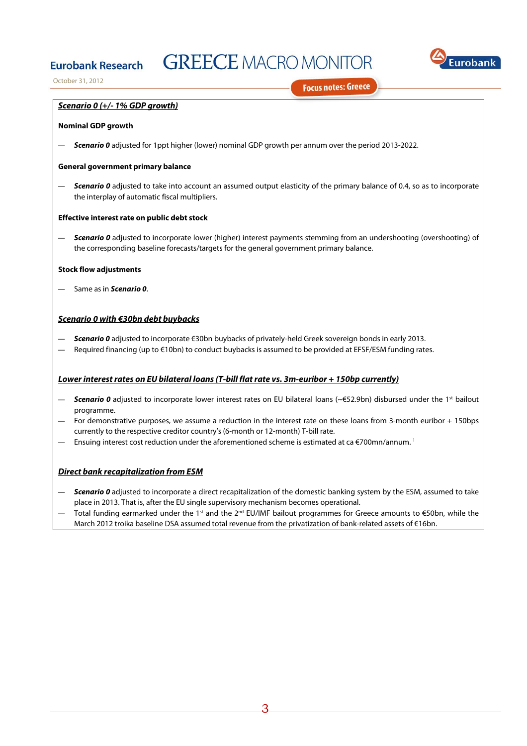***Scenario 0 (+/- 1% GDP growth)***

**Nominal GDP growth**

— ***Scenario 0*** adjusted for 1ppt higher (lower) nominal GDP growth per annum over the period 2013-2022.

**General government primary balance**

— ***Scenario 0*** adjusted to take into account an assumed output elasticity of the primary balance of 0.4, so as to incorporate the interplay of automatic fiscal multipliers.

**Effective interest rate on public debt stock**

— ***Scenario 0*** adjusted to incorporate lower (higher) interest payments stemming from an undershooting (overshooting) of the corresponding baseline forecasts/targets for the general government primary balance.

**Stock flow adjustments**

— Same as in ***Scenario 0***.

***Scenario 0 with €30bn debt buybacks***

— ***Scenario 0*** adjusted to incorporate €30bn buybacks of privately-held Greek sovereign bonds in early 2013.
— Required financing (up to €10bn) to conduct buybacks is assumed to be provided at EFSF/ESM funding rates.

***Lower interest rates on EU bilateral loans (T-bill flat rate vs. 3m-euribor + 150bp currently)***

— ***Scenario 0*** adjusted to incorporate lower interest rates on EU bilateral loans (~€52.9bn) disbursed under the 1st bailout programme.
— For demonstrative purposes, we assume a reduction in the interest rate on these loans from 3-month euribor + 150bps currently to the respective creditor country's (6-month or 12-month) T-bill rate.
— Ensuing interest cost reduction under the aforementioned scheme is estimated at ca €700mn/annum. [1]

***Direct bank recapitalization from ESM***

— ***Scenario 0*** adjusted to incorporate a direct recapitalization of the domestic banking system by the ESM, assumed to take place in 2013. That is, after the EU single supervisory mechanism becomes operational.
— Total funding earmarked under the 1st and the 2nd EU/IMF bailout programmes for Greece amounts to €50bn, while the March 2012 troika baseline DSA assumed total revenue from the privatization of bank-related assets of €16bn.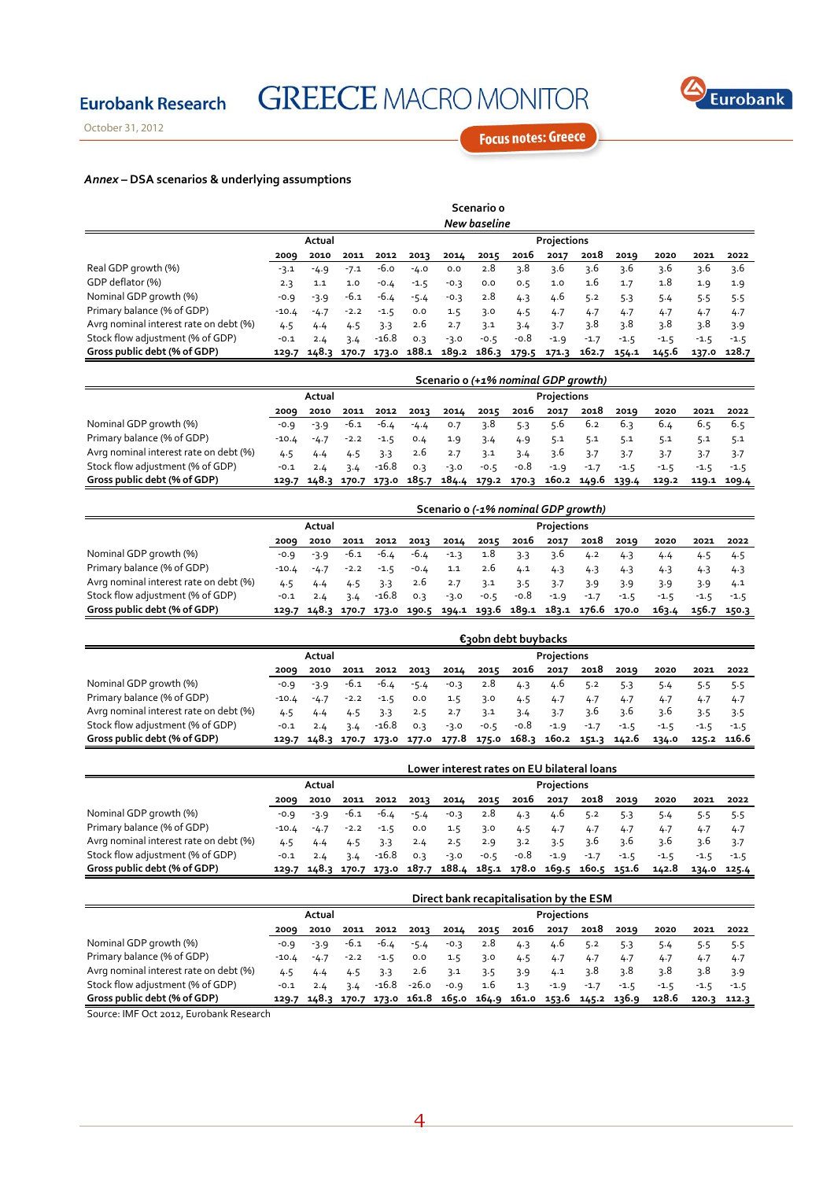*Annex* – **DSA scenarios & underlying assumptions**

**Scenario 0**
***New baseline***

| | Actual | | | | Projections | | | | | | | | | |
|---|---|---|---|---|---|---|---|---|---|---|---|---|---|---|
| | 2009 | 2010 | 2011 | 2012 | 2013 | 2014 | 2015 | 2016 | 2017 | 2018 | 2019 | 2020 | 2021 | 2022 |
| Real GDP growth (%) | -3.1 | -4.9 | -7.1 | -6.0 | -4.0 | 0.0 | 2.8 | 3.8 | 3.6 | 3.6 | 3.6 | 3.6 | 3.6 | 3.6 |
| GDP deflator (%) | 2.3 | 1.1 | 1.0 | -0.4 | -1.5 | -0.3 | 0.0 | 0.5 | 1.0 | 1.6 | 1.7 | 1.8 | 1.9 | 1.9 |
| Nominal GDP growth (%) | -0.9 | -3.9 | -6.1 | -6.4 | -5.4 | -0.3 | 2.8 | 4.3 | 4.6 | 5.2 | 5.3 | 5.4 | 5.5 | 5.5 |
| Primary balance (% of GDP) | -10.4 | -4.7 | -2.2 | -1.5 | 0.0 | 1.5 | 3.0 | 4.5 | 4.7 | 4.7 | 4.7 | 4.7 | 4.7 | 4.7 |
| Avrg nominal interest rate on debt (%) | 4.5 | 4.4 | 4.5 | 3.3 | 2.6 | 2.7 | 3.1 | 3.4 | 3.7 | 3.8 | 3.8 | 3.8 | 3.8 | 3.9 |
| Stock flow adjustment (% of GDP) | -0.1 | 2.4 | 3.4 | -16.8 | 0.3 | -3.0 | -0.5 | -0.8 | -1.9 | -1.7 | -1.5 | -1.5 | -1.5 | -1.5 |
| **Gross public debt (% of GDP)** | **129.7** | **148.3** | **170.7** | **173.0** | **188.1** | **189.2** | **186.3** | **179.5** | **171.3** | **162.7** | **154.1** | **145.6** | **137.0** | **128.7** |

**Scenario 0 *(+1% nominal GDP growth)***

| | Actual | | | | Projections | | | | | | | | | |
|---|---|---|---|---|---|---|---|---|---|---|---|---|---|---|
| | 2009 | 2010 | 2011 | 2012 | 2013 | 2014 | 2015 | 2016 | 2017 | 2018 | 2019 | 2020 | 2021 | 2022 |
| Nominal GDP growth (%) | -0.9 | -3.9 | -6.1 | -6.4 | -4.4 | 0.7 | 3.8 | 5.3 | 5.6 | 6.2 | 6.3 | 6.4 | 6.5 | 6.5 |
| Primary balance (% of GDP) | -10.4 | -4.7 | -2.2 | -1.5 | 0.4 | 1.9 | 3.4 | 4.9 | 5.1 | 5.1 | 5.1 | 5.1 | 5.1 | 5.1 |
| Avrg nominal interest rate on debt (%) | 4.5 | 4.4 | 4.5 | 3.3 | 2.6 | 2.7 | 3.1 | 3.4 | 3.6 | 3.7 | 3.7 | 3.7 | 3.7 | 3.7 |
| Stock flow adjustment (% of GDP) | -0.1 | 2.4 | 3.4 | -16.8 | 0.3 | -3.0 | -0.5 | -0.8 | -1.9 | -1.7 | -1.5 | -1.5 | -1.5 | -1.5 |
| **Gross public debt (% of GDP)** | **129.7** | **148.3** | **170.7** | **173.0** | **185.7** | **184.4** | **179.2** | **170.3** | **160.2** | **149.6** | **139.4** | **129.2** | **119.1** | **109.4** |

**Scenario 0 *(-1% nominal GDP growth)***

| | Actual | | | | Projections | | | | | | | | | |
|---|---|---|---|---|---|---|---|---|---|---|---|---|---|---|
| | 2009 | 2010 | 2011 | 2012 | 2013 | 2014 | 2015 | 2016 | 2017 | 2018 | 2019 | 2020 | 2021 | 2022 |
| Nominal GDP growth (%) | -0.9 | -3.9 | -6.1 | -6.4 | -6.4 | -1.3 | 1.8 | 3.3 | 3.6 | 4.2 | 4.3 | 4.4 | 4.5 | 4.5 |
| Primary balance (% of GDP) | -10.4 | -4.7 | -2.2 | -1.5 | -0.4 | 1.1 | 2.6 | 4.1 | 4.3 | 4.3 | 4.3 | 4.3 | 4.3 | 4.3 |
| Avrg nominal interest rate on debt (%) | 4.5 | 4.4 | 4.5 | 3.3 | 2.6 | 2.7 | 3.1 | 3.5 | 3.7 | 3.9 | 3.9 | 3.9 | 3.9 | 4.1 |
| Stock flow adjustment (% of GDP) | -0.1 | 2.4 | 3.4 | -16.8 | 0.3 | -3.0 | -0.5 | -0.8 | -1.9 | -1.7 | -1.5 | -1.5 | -1.5 | -1.5 |
| **Gross public debt (% of GDP)** | **129.7** | **148.3** | **170.7** | **173.0** | **190.5** | **194.1** | **193.6** | **189.1** | **183.1** | **176.6** | **170.0** | **163.4** | **156.7** | **150.3** |

**€30bn debt buybacks**

| | Actual | | | | Projections | | | | | | | | | |
|---|---|---|---|---|---|---|---|---|---|---|---|---|---|---|
| | 2009 | 2010 | 2011 | 2012 | 2013 | 2014 | 2015 | 2016 | 2017 | 2018 | 2019 | 2020 | 2021 | 2022 |
| Nominal GDP growth (%) | -0.9 | -3.9 | -6.1 | -6.4 | -5.4 | -0.3 | 2.8 | 4.3 | 4.6 | 5.2 | 5.3 | 5.4 | 5.5 | 5.5 |
| Primary balance (% of GDP) | -10.4 | -4.7 | -2.2 | -1.5 | 0.0 | 1.5 | 3.0 | 4.5 | 4.7 | 4.7 | 4.7 | 4.7 | 4.7 | 4.7 |
| Avrg nominal interest rate on debt (%) | 4.5 | 4.4 | 4.5 | 3.3 | 2.5 | 2.7 | 3.1 | 3.4 | 3.7 | 3.6 | 3.6 | 3.6 | 3.5 | 3.5 |
| Stock flow adjustment (% of GDP) | -0.1 | 2.4 | 3.4 | -16.8 | 0.3 | -3.0 | -0.5 | -0.8 | -1.9 | -1.7 | -1.5 | -1.5 | -1.5 | -1.5 |
| **Gross public debt (% of GDP)** | **129.7** | **148.3** | **170.7** | **173.0** | **177.0** | **177.8** | **175.0** | **168.3** | **160.2** | **151.3** | **142.6** | **134.0** | **125.2** | **116.6** |

**Lower interest rates on EU bilateral loans**

| | Actual | | | | Projections | | | | | | | | | |
|---|---|---|---|---|---|---|---|---|---|---|---|---|---|---|
| | 2009 | 2010 | 2011 | 2012 | 2013 | 2014 | 2015 | 2016 | 2017 | 2018 | 2019 | 2020 | 2021 | 2022 |
| Nominal GDP growth (%) | -0.9 | -3.9 | -6.1 | -6.4 | -5.4 | -0.3 | 2.8 | 4.3 | 4.6 | 5.2 | 5.3 | 5.4 | 5.5 | 5.5 |
| Primary balance (% of GDP) | -10.4 | -4.7 | -2.2 | -1.5 | 0.0 | 1.5 | 3.0 | 4.5 | 4.7 | 4.7 | 4.7 | 4.7 | 4.7 | 4.7 |
| Avrg nominal interest rate on debt (%) | 4.5 | 4.4 | 4.5 | 3.3 | 2.4 | 2.5 | 2.9 | 3.2 | 3.5 | 3.6 | 3.6 | 3.6 | 3.6 | 3.7 |
| Stock flow adjustment (% of GDP) | -0.1 | 2.4 | 3.4 | -16.8 | 0.3 | -3.0 | -0.5 | -0.8 | -1.9 | -1.7 | -1.5 | -1.5 | -1.5 | -1.5 |
| **Gross public debt (% of GDP)** | **129.7** | **148.3** | **170.7** | **173.0** | **187.7** | **188.4** | **185.1** | **178.0** | **169.5** | **160.5** | **151.6** | **142.8** | **134.0** | **125.4** |

**Direct bank recapitalisation by the ESM**

| | Actual | | | | Projections | | | | | | | | | |
|---|---|---|---|---|---|---|---|---|---|---|---|---|---|---|
| | 2009 | 2010 | 2011 | 2012 | 2013 | 2014 | 2015 | 2016 | 2017 | 2018 | 2019 | 2020 | 2021 | 2022 |
| Nominal GDP growth (%) | -0.9 | -3.9 | -6.1 | -6.4 | -5.4 | -0.3 | 2.8 | 4.3 | 4.6 | 5.2 | 5.3 | 5.4 | 5.5 | 5.5 |
| Primary balance (% of GDP) | -10.4 | -4.7 | -2.2 | -1.5 | 0.0 | 1.5 | 3.0 | 4.5 | 4.7 | 4.7 | 4.7 | 4.7 | 4.7 | 4.7 |
| Avrg nominal interest rate on debt (%) | 4.5 | 4.4 | 4.5 | 3.3 | 2.6 | 3.1 | 3.5 | 3.9 | 4.1 | 3.8 | 3.8 | 3.8 | 3.8 | 3.9 |
| Stock flow adjustment (% of GDP) | -0.1 | 2.4 | 3.4 | -16.8 | -26.0 | -0.9 | 1.6 | 1.3 | -1.9 | -1.7 | -1.5 | -1.5 | -1.5 | -1.5 |
| **Gross public debt (% of GDP)** | **129.7** | **148.3** | **170.7** | **173.0** | **161.8** | **165.0** | **164.9** | **161.0** | **153.6** | **145.2** | **136.9** | **128.6** | **120.3** | **112.3** |

Source: IMF Oct 2012, Eurobank Research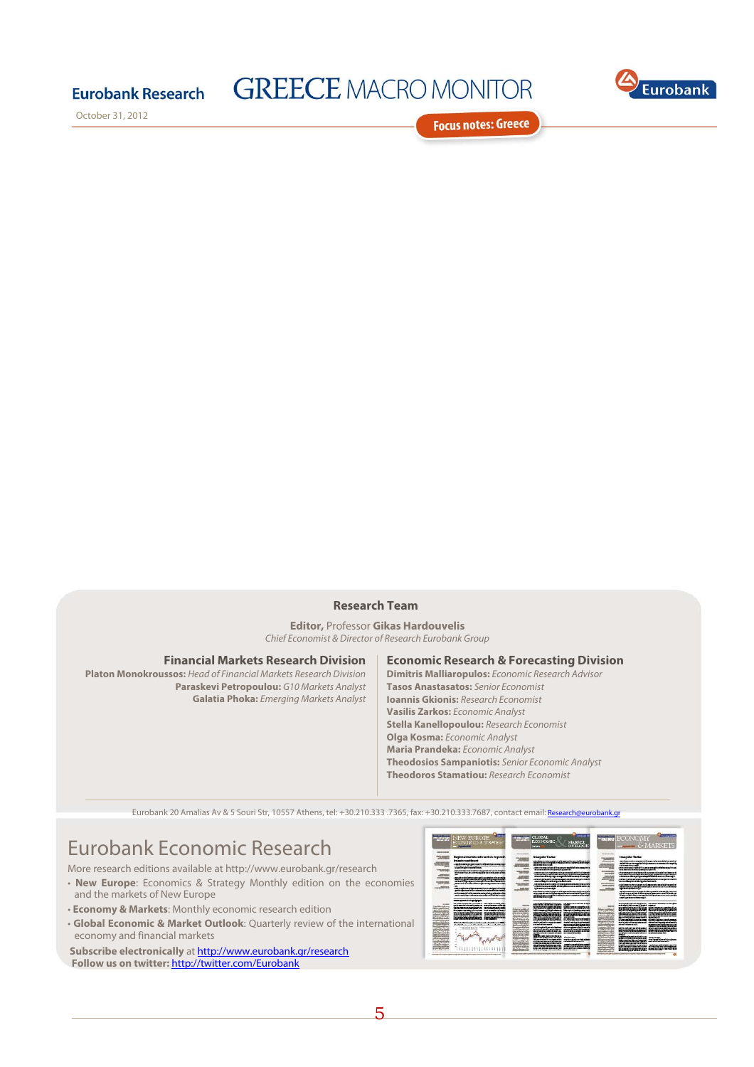## Research Team

**Editor,** Professor **Gikas Hardouvelis**
*Chief Economist & Director of Research Eurobank Group*

### Financial Markets Research Division

**Platon Monokroussos:** *Head of Financial Markets Research Division*
**Paraskevi Petropoulou:** *G10 Markets Analyst*
**Galatia Phoka:** *Emerging Markets Analyst*

### Economic Research & Forecasting Division

**Dimitris Malliaropulos:** *Economic Research Advisor*
**Tasos Anastasatos:** *Senior Economist*
**Ioannis Gkionis:** *Research Economist*
**Vasilis Zarkos:** *Economic Analyst*
**Stella Kanellopoulou:** *Research Economist*
**Olga Kosma:** *Economic Analyst*
**Maria Prandeka:** *Economic Analyst*
**Theodosios Sampaniotis:** *Senior Economic Analyst*
**Theodoros Stamatiou:** *Research Economist*

Eurobank 20 Amalias Av & 5 Souri Str, 10557 Athens, tel: +30.210.333 .7365, fax: +30.210.333.7687, contact email: Research@eurobank.gr

## Eurobank Economic Research

More research editions available at http://www.eurobank.gr/research

- **New Europe**: Economics & Strategy Monthly edition on the economies and the markets of New Europe
- **Economy & Markets**: Monthly economic research edition
- **Global Economic & Market Outlook**: Quarterly review of the international economy and financial markets

**Subscribe electronically** at http://www.eurobank.gr/research
**Follow us on twitter:** http://twitter.com/Eurobank